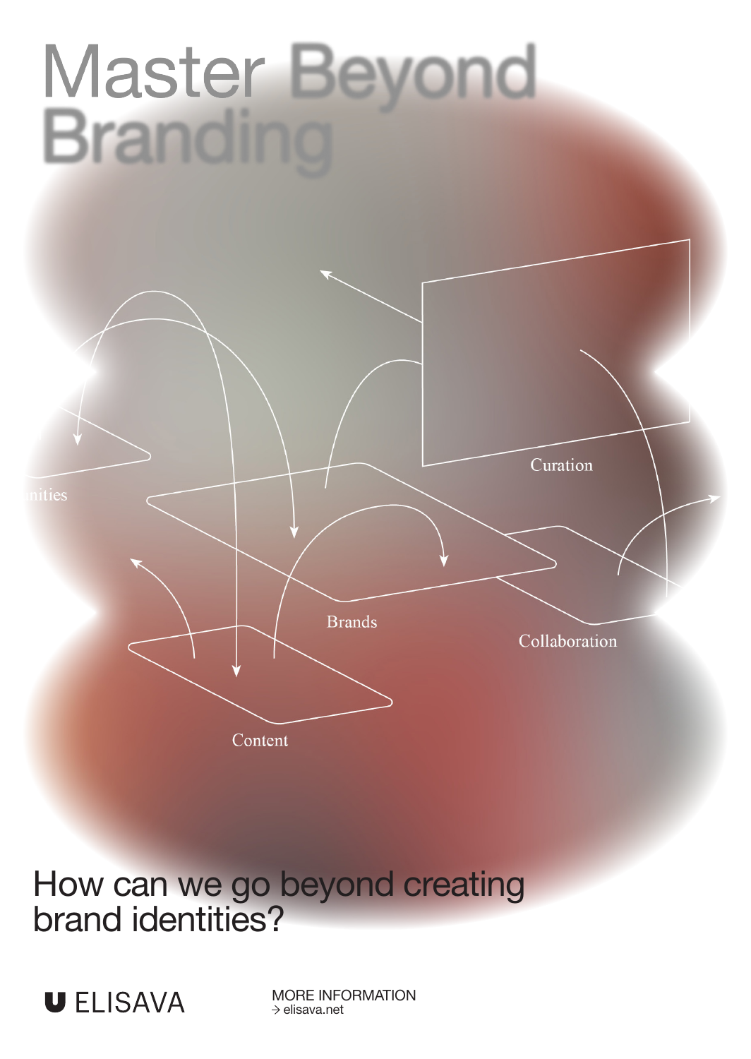# Master Beyond Branding

Curation

unities

Brands

Collaboration

Content

How can we go beyond creating brand identities?

ELISAVA

MORE INFORMATION
→ elisava.net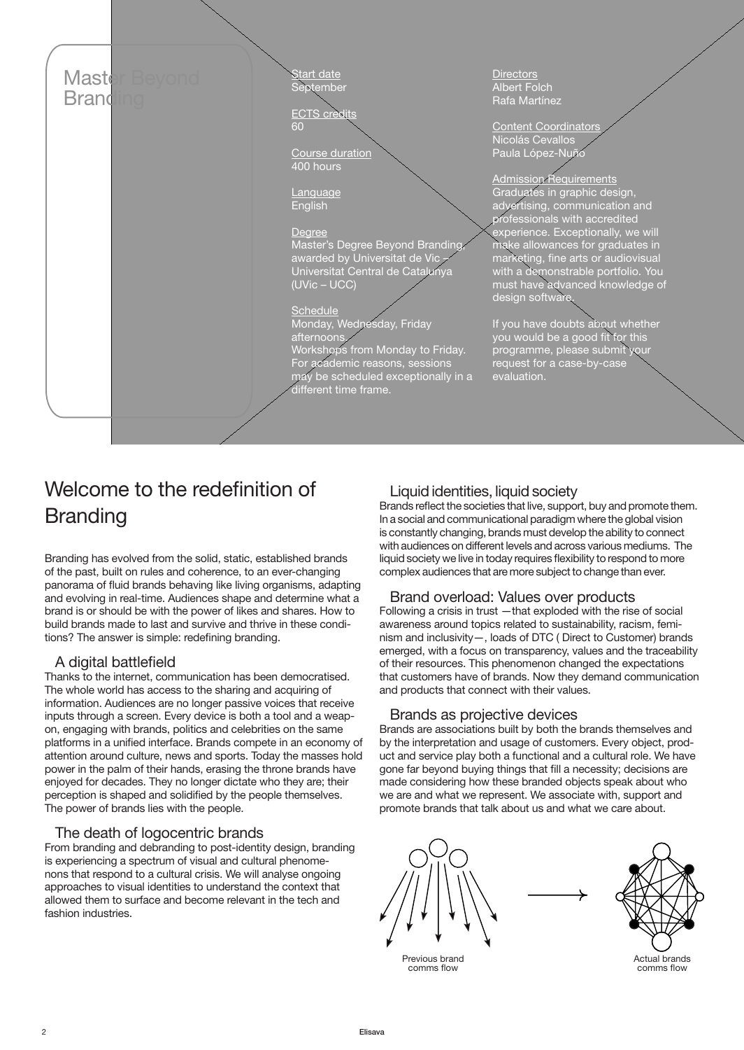# Master Beyond Branding

Start date
September

ECTS credits
60

Course duration
400 hours

Language
English

Degree
Master's Degree Beyond Branding, awarded by Universitat de Vic – Universitat Central de Catalunya (UVic – UCC)

Schedule
Monday, Wednesday, Friday afternoons.
Workshops from Monday to Friday. For academic reasons, sessions may be scheduled exceptionally in a different time frame.

Directors
Albert Folch
Rafa Martínez

Content Coordinators
Nicolás Cevallos
Paula López-Nuño

Admission Requirements
Graduates in graphic design, advertising, communication and professionals with accredited experience. Exceptionally, we will make allowances for graduates in marketing, fine arts or audiovisual with a demonstrable portfolio. You must have advanced knowledge of design software.

If you have doubts about whether you would be a good fit for this programme, please submit your request for a case-by-case evaluation.

## Welcome to the redefinition of Branding

Branding has evolved from the solid, static, established brands of the past, built on rules and coherence, to an ever-changing panorama of fluid brands behaving like living organisms, adapting and evolving in real-time. Audiences shape and determine what a brand is or should be with the power of likes and shares. How to build brands made to last and survive and thrive in these conditions? The answer is simple: redefining branding.

### A digital battlefield

Thanks to the internet, communication has been democratised. The whole world has access to the sharing and acquiring of information. Audiences are no longer passive voices that receive inputs through a screen. Every device is both a tool and a weapon, engaging with brands, politics and celebrities on the same platforms in a unified interface. Brands compete in an economy of attention around culture, news and sports. Today the masses hold power in the palm of their hands, erasing the throne brands have enjoyed for decades. They no longer dictate who they are; their perception is shaped and solidified by the people themselves. The power of brands lies with the people.

### The death of logocentric brands

From branding and debranding to post-identity design, branding is experiencing a spectrum of visual and cultural phenomenons that respond to a cultural crisis. We will analyse ongoing approaches to visual identities to understand the context that allowed them to surface and become relevant in the tech and fashion industries.

### Liquid identities, liquid society

Brands reflect the societies that live, support, buy and promote them. In a social and communicational paradigm where the global vision is constantly changing, brands must develop the ability to connect with audiences on different levels and across various mediums. The liquid society we live in today requires flexibility to respond to more complex audiences that are more subject to change than ever.

### Brand overload: Values over products

Following a crisis in trust —that exploded with the rise of social awareness around topics related to sustainability, racism, feminism and inclusivity—, loads of DTC ( Direct to Customer) brands emerged, with a focus on transparency, values and the traceability of their resources. This phenomenon changed the expectations that customers have of brands. Now they demand communication and products that connect with their values.

### Brands as projective devices

Brands are associations built by both the brands themselves and by the interpretation and usage of customers. Every object, product and service play both a functional and a cultural role. We have gone far beyond buying things that fill a necessity; decisions are made considering how these branded objects speak about who we are and what we represent. We associate with, support and promote brands that talk about us and what we care about.

Previous brand comms flow

Actual brands comms flow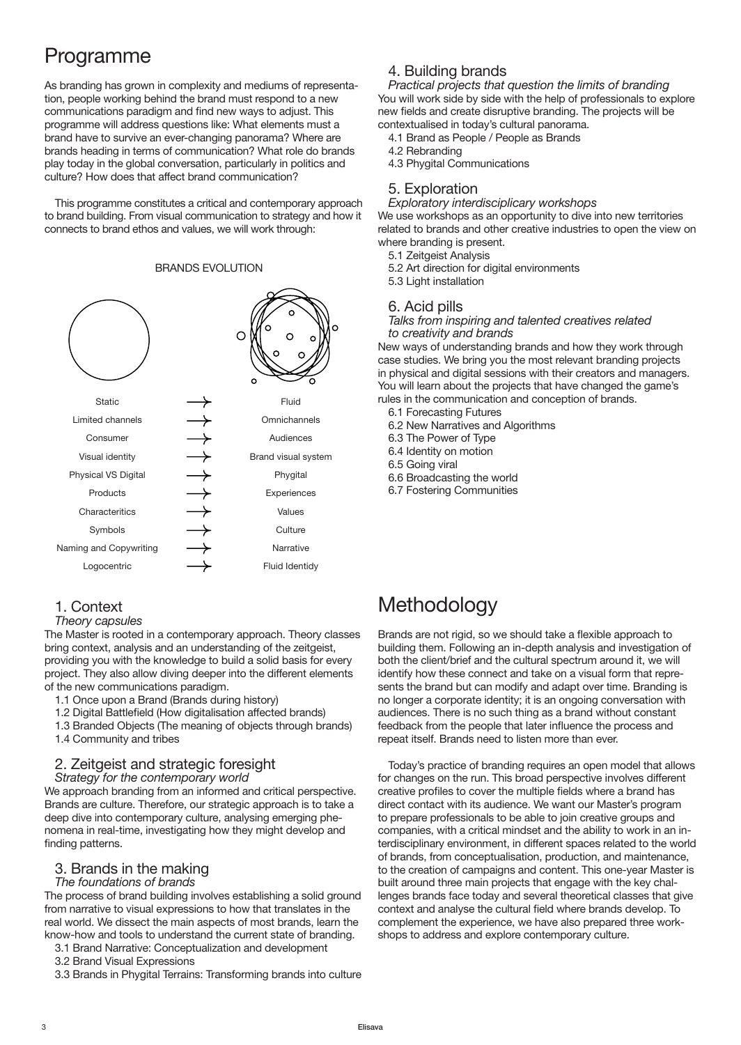# Programme

As branding has grown in complexity and mediums of representation, people working behind the brand must respond to a new communications paradigm and find new ways to adjust. This programme will address questions like: What elements must a brand have to survive an ever-changing panorama? Where are brands heading in terms of communication? What role do brands play today in the global conversation, particularly in politics and culture? How does that affect brand communication?

This programme constitutes a critical and contemporary approach to brand building. From visual communication to strategy and how it connects to brand ethos and values, we will work through:

BRANDS EVOLUTION

| | | |
|---|---|---|
| Static | → | Fluid |
| Limited channels | → | Omnichannels |
| Consumer | → | Audiences |
| Visual identity | → | Brand visual system |
| Physical VS Digital | → | Phygital |
| Products | → | Experiences |
| Characteritics | → | Values |
| Symbols | → | Culture |
| Naming and Copywriting | → | Narrative |
| Logocentric | → | Fluid Identidy |

## 1. Context

*Theory capsules*

The Master is rooted in a contemporary approach. Theory classes bring context, analysis and an understanding of the zeitgeist, providing you with the knowledge to build a solid basis for every project. They also allow diving deeper into the different elements of the new communications paradigm.

- 1.1 Once upon a Brand (Brands during history)
- 1.2 Digital Battlefield (How digitalisation affected brands)
- 1.3 Branded Objects (The meaning of objects through brands)
- 1.4 Community and tribes

## 2. Zeitgeist and strategic foresight

*Strategy for the contemporary world*

We approach branding from an informed and critical perspective. Brands are culture. Therefore, our strategic approach is to take a deep dive into contemporary culture, analysing emerging phenomena in real-time, investigating how they might develop and finding patterns.

## 3. Brands in the making

*The foundations of brands*

The process of brand building involves establishing a solid ground from narrative to visual expressions to how that translates in the real world. We dissect the main aspects of most brands, learn the know-how and tools to understand the current state of branding.

- 3.1 Brand Narrative: Conceptualization and development
- 3.2 Brand Visual Expressions
- 3.3 Brands in Phygital Terrains: Transforming brands into culture

## 4. Building brands

*Practical projects that question the limits of branding*

You will work side by side with the help of professionals to explore new fields and create disruptive branding. The projects will be contextualised in today's cultural panorama.

- 4.1 Brand as People / People as Brands
- 4.2 Rebranding
- 4.3 Phygital Communications

## 5. Exploration

*Exploratory interdisciplinary workshops*

We use workshops as an opportunity to dive into new territories related to brands and other creative industries to open the view on where branding is present.

- 5.1 Zeitgeist Analysis
- 5.2 Art direction for digital environments
- 5.3 Light installation

## 6. Acid pills

*Talks from inspiring and talented creatives related to creativity and brands*

New ways of understanding brands and how they work through case studies. We bring you the most relevant branding projects in physical and digital sessions with their creators and managers. You will learn about the projects that have changed the game's rules in the communication and conception of brands.

- 6.1 Forecasting Futures
- 6.2 New Narratives and Algorithms
- 6.3 The Power of Type
- 6.4 Identity on motion
- 6.5 Going viral
- 6.6 Broadcasting the world
- 6.7 Fostering Communities

# Methodology

Brands are not rigid, so we should take a flexible approach to building them. Following an in-depth analysis and investigation of both the client/brief and the cultural spectrum around it, we will identify how these connect and take on a visual form that represents the brand but can modify and adapt over time. Branding is no longer a corporate identity; it is an ongoing conversation with audiences. There is no such thing as a brand without constant feedback from the people that later influence the process and repeat itself. Brands need to listen more than ever.

Today's practice of branding requires an open model that allows for changes on the run. This broad perspective involves different creative profiles to cover the multiple fields where a brand has direct contact with its audience. We want our Master's program to prepare professionals to be able to join creative groups and companies, with a critical mindset and the ability to work in an interdisciplinary environment, in different spaces related to the world of brands, from conceptualisation, production, and maintenance, to the creation of campaigns and content. This one-year Master is built around three main projects that engage with the key challenges brands face today and several theoretical classes that give context and analyse the cultural field where brands develop. To complement the experience, we have also prepared three workshops to address and explore contemporary culture.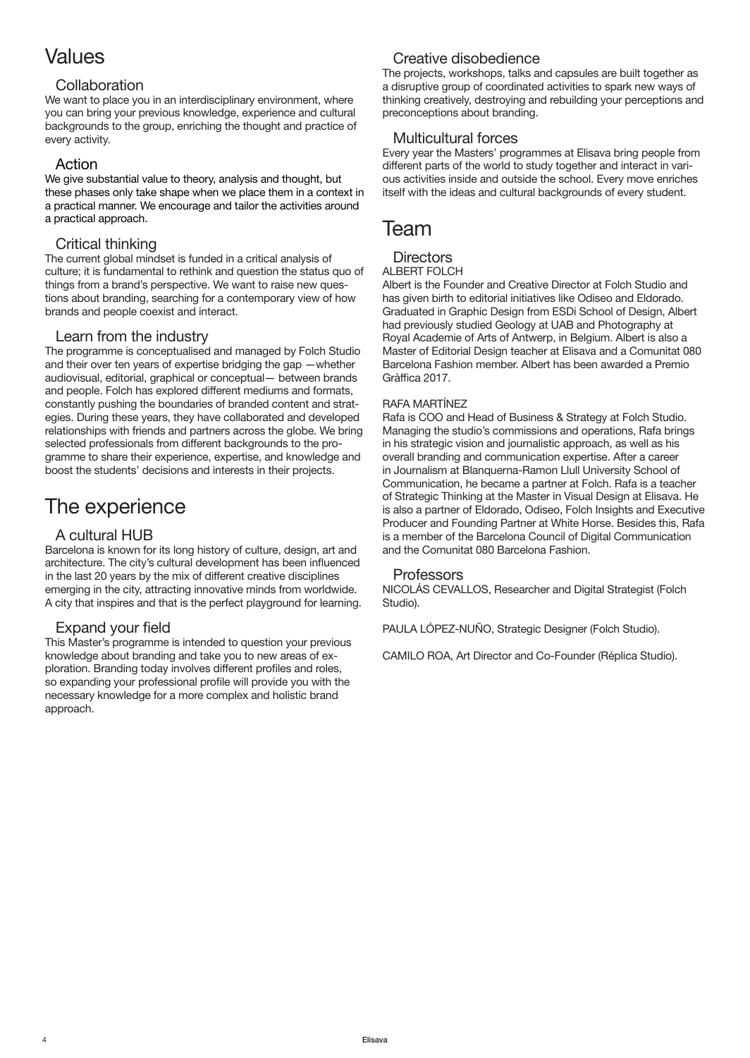# Values

## Collaboration

We want to place you in an interdisciplinary environment, where you can bring your previous knowledge, experience and cultural backgrounds to the group, enriching the thought and practice of every activity.

## Action

We give substantial value to theory, analysis and thought, but these phases only take shape when we place them in a context in a practical manner. We encourage and tailor the activities around a practical approach.

## Critical thinking

The current global mindset is funded in a critical analysis of culture; it is fundamental to rethink and question the status quo of things from a brand's perspective. We want to raise new questions about branding, searching for a contemporary view of how brands and people coexist and interact.

## Learn from the industry

The programme is conceptualised and managed by Folch Studio and their over ten years of expertise bridging the gap —whether audiovisual, editorial, graphical or conceptual— between brands and people. Folch has explored different mediums and formats, constantly pushing the boundaries of branded content and strategies. During these years, they have collaborated and developed relationships with friends and partners across the globe. We bring selected professionals from different backgrounds to the programme to share their experience, expertise, and knowledge and boost the students' decisions and interests in their projects.

# The experience

## A cultural HUB

Barcelona is known for its long history of culture, design, art and architecture. The city's cultural development has been influenced in the last 20 years by the mix of different creative disciplines emerging in the city, attracting innovative minds from worldwide. A city that inspires and that is the perfect playground for learning.

## Expand your field

This Master's programme is intended to question your previous knowledge about branding and take you to new areas of exploration. Branding today involves different profiles and roles, so expanding your professional profile will provide you with the necessary knowledge for a more complex and holistic brand approach.

## Creative disobedience

The projects, workshops, talks and capsules are built together as a disruptive group of coordinated activities to spark new ways of thinking creatively, destroying and rebuilding your perceptions and preconceptions about branding.

## Multicultural forces

Every year the Masters' programmes at Elisava bring people from different parts of the world to study together and interact in various activities inside and outside the school. Every move enriches itself with the ideas and cultural backgrounds of every student.

# Team

## Directors

ALBERT FOLCH

Albert is the Founder and Creative Director at Folch Studio and has given birth to editorial initiatives like Odiseo and Eldorado. Graduated in Graphic Design from ESDi School of Design, Albert had previously studied Geology at UAB and Photography at Royal Academie of Arts of Antwerp, in Belgium. Albert is also a Master of Editorial Design teacher at Elisava and a Comunitat 080 Barcelona Fashion member. Albert has been awarded a Premio Gràffica 2017.

RAFA MARTÍNEZ

Rafa is COO and Head of Business & Strategy at Folch Studio. Managing the studio's commissions and operations, Rafa brings in his strategic vision and journalistic approach, as well as his overall branding and communication expertise. After a career in Journalism at Blanquerna-Ramon Llull University School of Communication, he became a partner at Folch. Rafa is a teacher of Strategic Thinking at the Master in Visual Design at Elisava. He is also a partner of Eldorado, Odiseo, Folch Insights and Executive Producer and Founding Partner at White Horse. Besides this, Rafa is a member of the Barcelona Council of Digital Communication and the Comunitat 080 Barcelona Fashion.

## Professors

NICOLÁS CEVALLOS, Researcher and Digital Strategist (Folch Studio).

PAULA LÓPEZ-NUÑO, Strategic Designer (Folch Studio).

CAMILO ROA, Art Director and Co-Founder (Réplica Studio).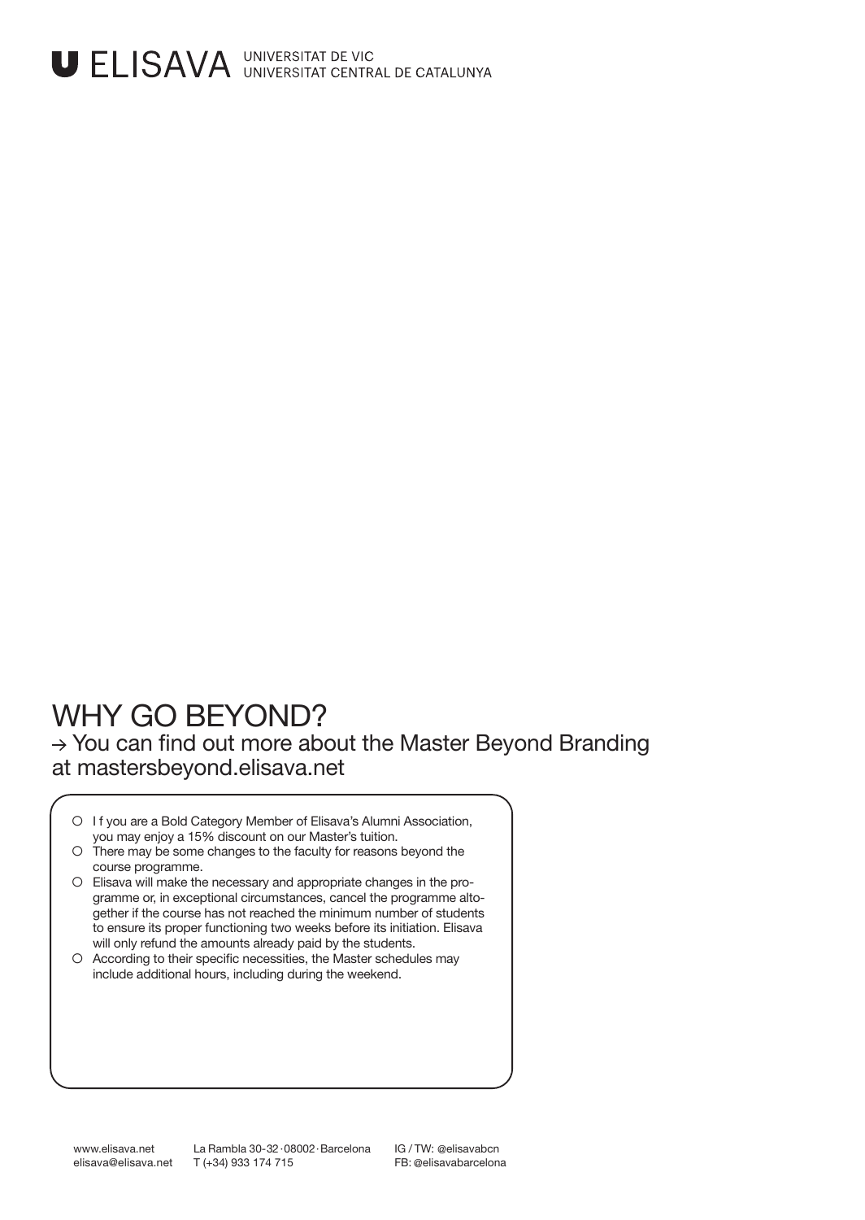ELISAVA UNIVERSITAT DE VIC UNIVERSITAT CENTRAL DE CATALUNYA

# WHY GO BEYOND?

→ You can find out more about the Master Beyond Branding at mastersbeyond.elisava.net

- I f you are a Bold Category Member of Elisava's Alumni Association, you may enjoy a 15% discount on our Master's tuition.
- There may be some changes to the faculty for reasons beyond the course programme.
- Elisava will make the necessary and appropriate changes in the programme or, in exceptional circumstances, cancel the programme altogether if the course has not reached the minimum number of students to ensure its proper functioning two weeks before its initiation. Elisava will only refund the amounts already paid by the students.
- According to their specific necessities, the Master schedules may include additional hours, including during the weekend.

www.elisava.net
elisava@elisava.net

La Rambla 30-32 · 08002 · Barcelona
T (+34) 933 174 715

IG / TW: @elisavabcn
FB: @elisavabarcelona